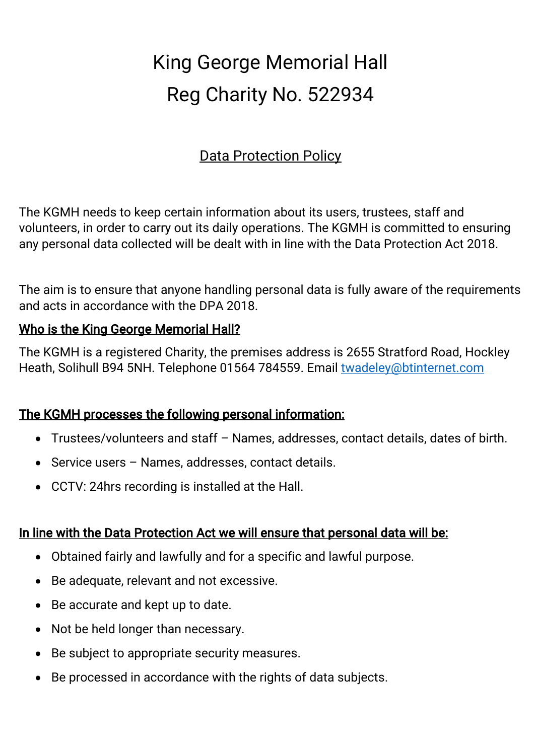# King George Memorial Hall
# Reg Charity No. 522934

## Data Protection Policy

The KGMH needs to keep certain information about its users, trustees, staff and volunteers, in order to carry out its daily operations. The KGMH is committed to ensuring any personal data collected will be dealt with in line with the Data Protection Act 2018.

The aim is to ensure that anyone handling personal data is fully aware of the requirements and acts in accordance with the DPA 2018.

### Who is the King George Memorial Hall?

The KGMH is a registered Charity, the premises address is 2655 Stratford Road, Hockley Heath, Solihull B94 5NH. Telephone 01564 784559. Email twadeley@btinternet.com

### The KGMH processes the following personal information:

- Trustees/volunteers and staff – Names, addresses, contact details, dates of birth.
- Service users – Names, addresses, contact details.
- CCTV: 24hrs recording is installed at the Hall.

### In line with the Data Protection Act we will ensure that personal data will be:

- Obtained fairly and lawfully and for a specific and lawful purpose.
- Be adequate, relevant and not excessive.
- Be accurate and kept up to date.
- Not be held longer than necessary.
- Be subject to appropriate security measures.
- Be processed in accordance with the rights of data subjects.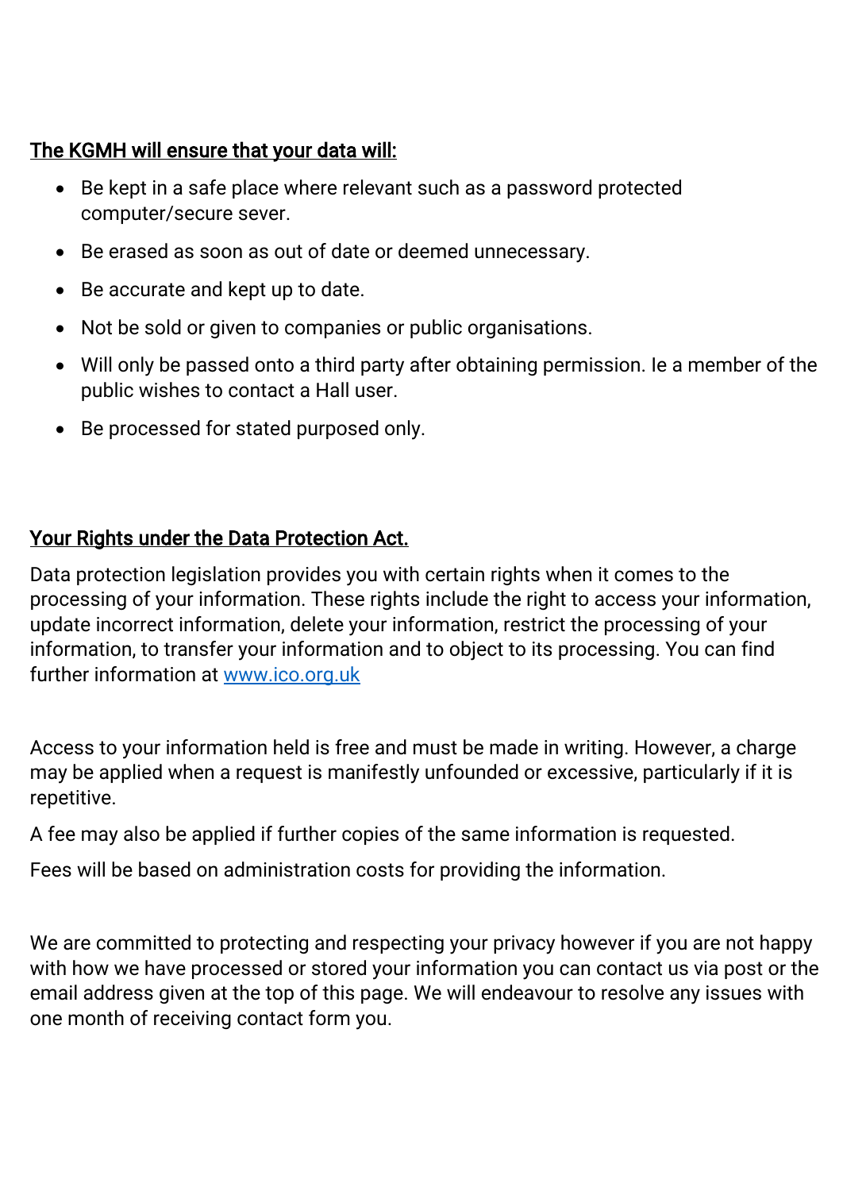## The KGMH will ensure that your data will:

- Be kept in a safe place where relevant such as a password protected computer/secure sever.
- Be erased as soon as out of date or deemed unnecessary.
- Be accurate and kept up to date.
- Not be sold or given to companies or public organisations.
- Will only be passed onto a third party after obtaining permission. Ie a member of the public wishes to contact a Hall user.
- Be processed for stated purposed only.

## Your Rights under the Data Protection Act.

Data protection legislation provides you with certain rights when it comes to the processing of your information. These rights include the right to access your information, update incorrect information, delete your information, restrict the processing of your information, to transfer your information and to object to its processing. You can find further information at [www.ico.org.uk](http://www.ico.org.uk)

Access to your information held is free and must be made in writing. However, a charge may be applied when a request is manifestly unfounded or excessive, particularly if it is repetitive.

A fee may also be applied if further copies of the same information is requested.

Fees will be based on administration costs for providing the information.

We are committed to protecting and respecting your privacy however if you are not happy with how we have processed or stored your information you can contact us via post or the email address given at the top of this page. We will endeavour to resolve any issues with one month of receiving contact form you.